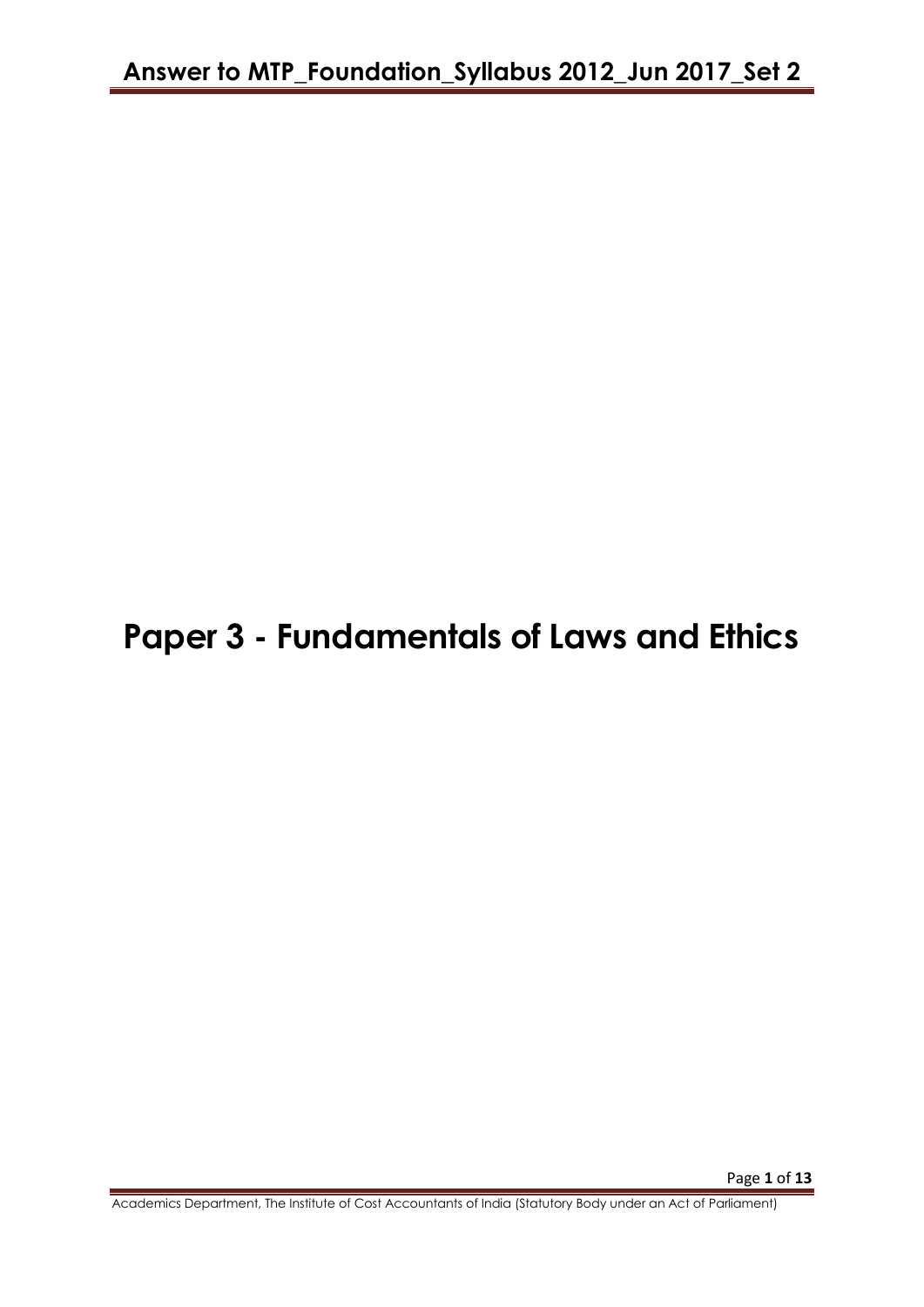# Paper 3 - Fundamentals of Laws and Ethics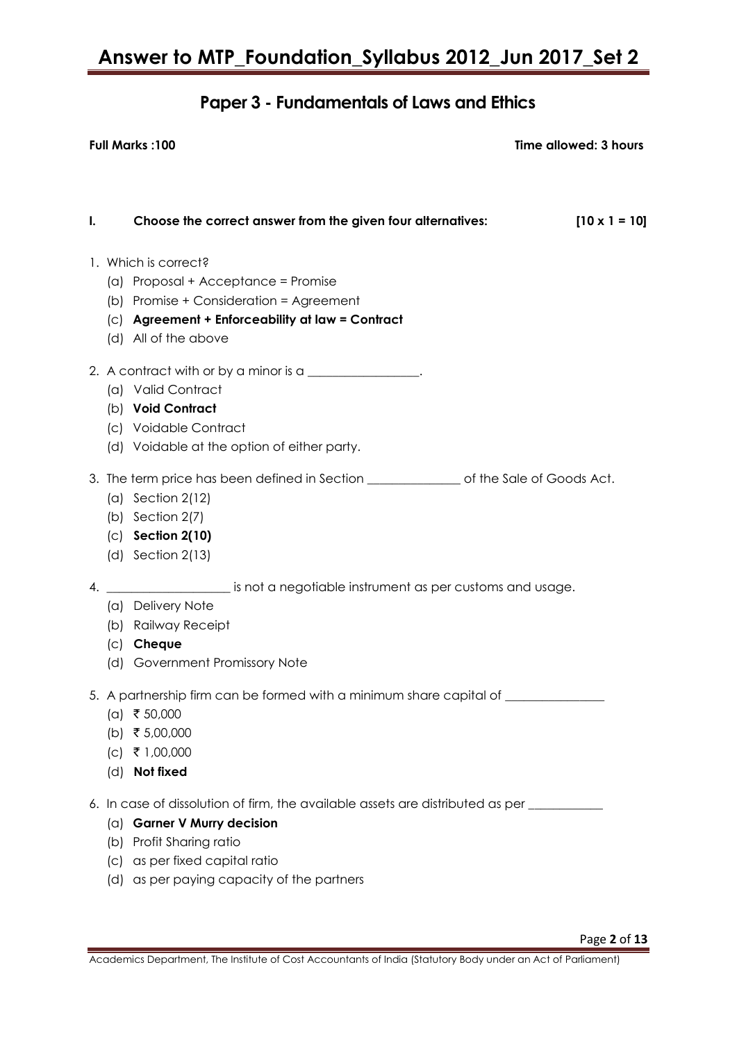# Answer to MTP_Foundation_Syllabus 2012_Jun 2017_Set 2

## Paper 3 - Fundamentals of Laws and Ethics

**Full Marks :100** **Time allowed: 3 hours**

**I. Choose the correct answer from the given four alternatives: [10 x 1 = 10]**

1. Which is correct?
   - (a) Proposal + Acceptance = Promise
   - (b) Promise + Consideration = Agreement
   - (c) **Agreement + Enforceability at law = Contract**
   - (d) All of the above

2. A contract with or by a minor is a _________________.
   - (a) Valid Contract
   - (b) **Void Contract**
   - (c) Voidable Contract
   - (d) Voidable at the option of either party.

3. The term price has been defined in Section ______________ of the Sale of Goods Act.
   - (a) Section 2(12)
   - (b) Section 2(7)
   - (c) **Section 2(10)**
   - (d) Section 2(13)

4. ___________________ is not a negotiable instrument as per customs and usage.
   - (a) Delivery Note
   - (b) Railway Receipt
   - (c) **Cheque**
   - (d) Government Promissory Note

5. A partnership firm can be formed with a minimum share capital of _______________
   - (a) ₹ 50,000
   - (b) ₹ 5,00,000
   - (c) ₹ 1,00,000
   - (d) **Not fixed**

6. In case of dissolution of firm, the available assets are distributed as per ___________
   - (a) **Garner V Murry decision**
   - (b) Profit Sharing ratio
   - (c) as per fixed capital ratio
   - (d) as per paying capacity of the partners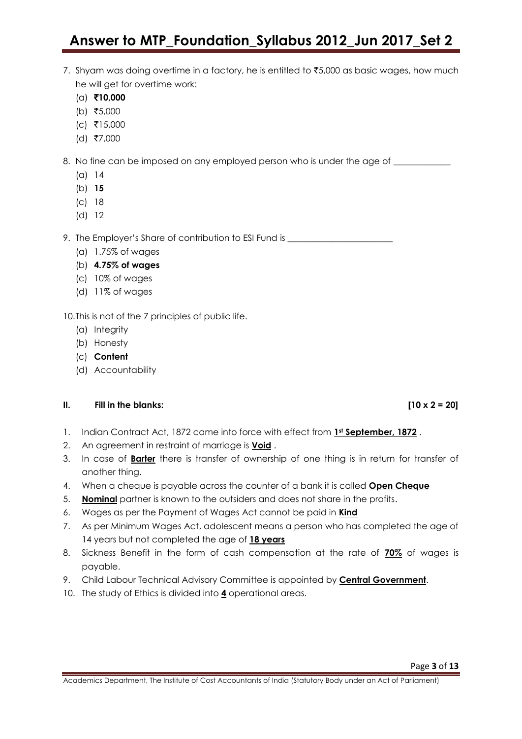7. Shyam was doing overtime in a factory, he is entitled to ₹5,000 as basic wages, how much he will get for overtime work:
   - (a) **₹10,000**
   - (b) ₹5,000
   - (c) ₹15,000
   - (d) ₹7,000

8. No fine can be imposed on any employed person who is under the age of ____________
   - (a) 14
   - (b) **15**
   - (c) 18
   - (d) 12

9. The Employer's Share of contribution to ESI Fund is ______________________
   - (a) 1.75% of wages
   - (b) **4.75% of wages**
   - (c) 10% of wages
   - (d) 11% of wages

10. This is not of the 7 principles of public life.
    - (a) Integrity
    - (b) Honesty
    - (c) **Content**
    - (d) Accountability

## II. Fill in the blanks: [10 x 2 = 20]

1. Indian Contract Act, 1872 came into force with effect from **1st September, 1872** .
2. An agreement in restraint of marriage is **Void** .
3. In case of **Barter** there is transfer of ownership of one thing is in return for transfer of another thing.
4. When a cheque is payable across the counter of a bank it is called **Open Cheque**
5. **Nominal** partner is known to the outsiders and does not share in the profits.
6. Wages as per the Payment of Wages Act cannot be paid in **Kind**
7. As per Minimum Wages Act, adolescent means a person who has completed the age of 14 years but not completed the age of **18 years**
8. Sickness Benefit in the form of cash compensation at the rate of **70%** of wages is payable.
9. Child Labour Technical Advisory Committee is appointed by **Central Government**.
10. The study of Ethics is divided into **4** operational areas.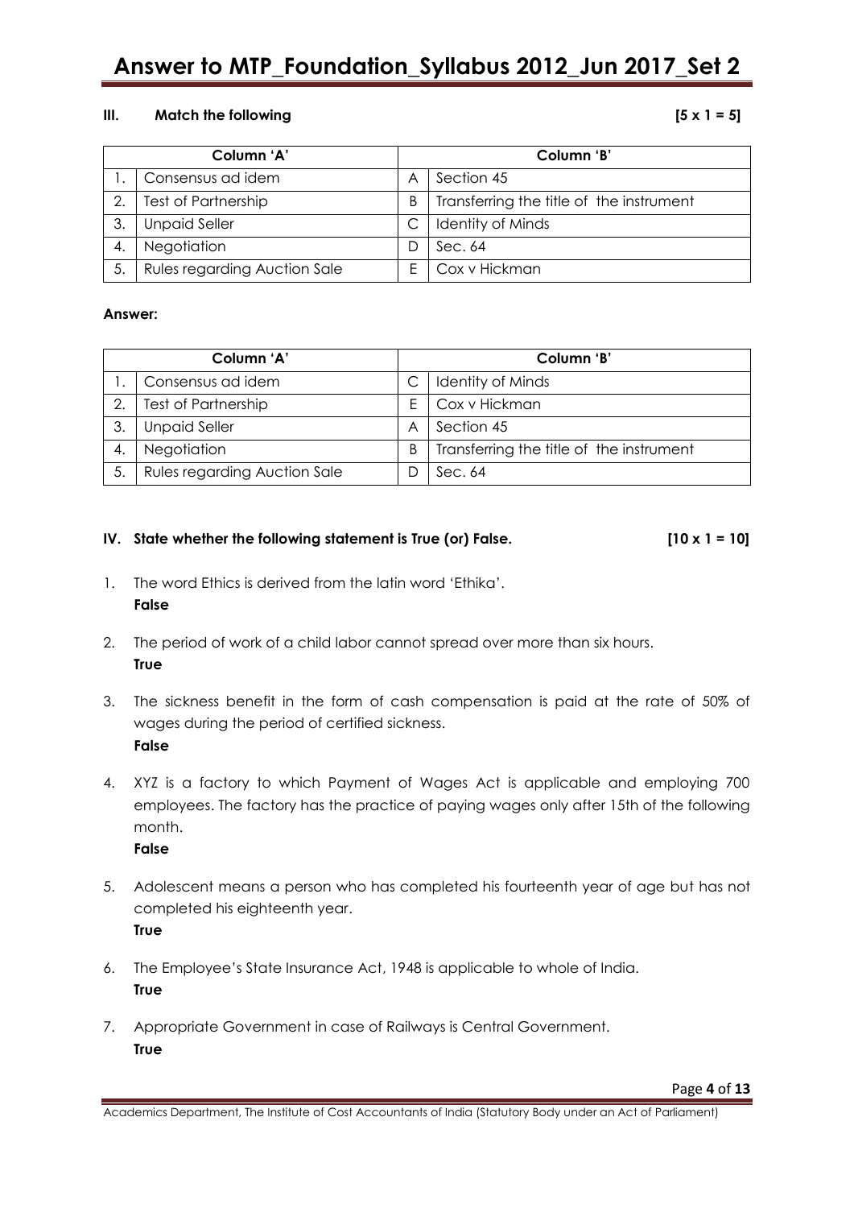### III. Match the following [5 x 1 = 5]

| Column 'A' | | Column 'B' | |
|---|---|---|---|
| 1. | Consensus ad idem | A | Section 45 |
| 2. | Test of Partnership | B | Transferring the title of the instrument |
| 3. | Unpaid Seller | C | Identity of Minds |
| 4. | Negotiation | D | Sec. 64 |
| 5. | Rules regarding Auction Sale | E | Cox v Hickman |

**Answer:**

| Column 'A' | | Column 'B' | |
|---|---|---|---|
| 1. | Consensus ad idem | C | Identity of Minds |
| 2. | Test of Partnership | E | Cox v Hickman |
| 3. | Unpaid Seller | A | Section 45 |
| 4. | Negotiation | B | Transferring the title of the instrument |
| 5. | Rules regarding Auction Sale | D | Sec. 64 |

### IV. State whether the following statement is True (or) False. [10 x 1 = 10]

1. The word Ethics is derived from the latin word 'Ethika'.
   **False**

2. The period of work of a child labor cannot spread over more than six hours.
   **True**

3. The sickness benefit in the form of cash compensation is paid at the rate of 50% of wages during the period of certified sickness.
   **False**

4. XYZ is a factory to which Payment of Wages Act is applicable and employing 700 employees. The factory has the practice of paying wages only after 15th of the following month.
   **False**

5. Adolescent means a person who has completed his fourteenth year of age but has not completed his eighteenth year.
   **True**

6. The Employee's State Insurance Act, 1948 is applicable to whole of India.
   **True**

7. Appropriate Government in case of Railways is Central Government.
   **True**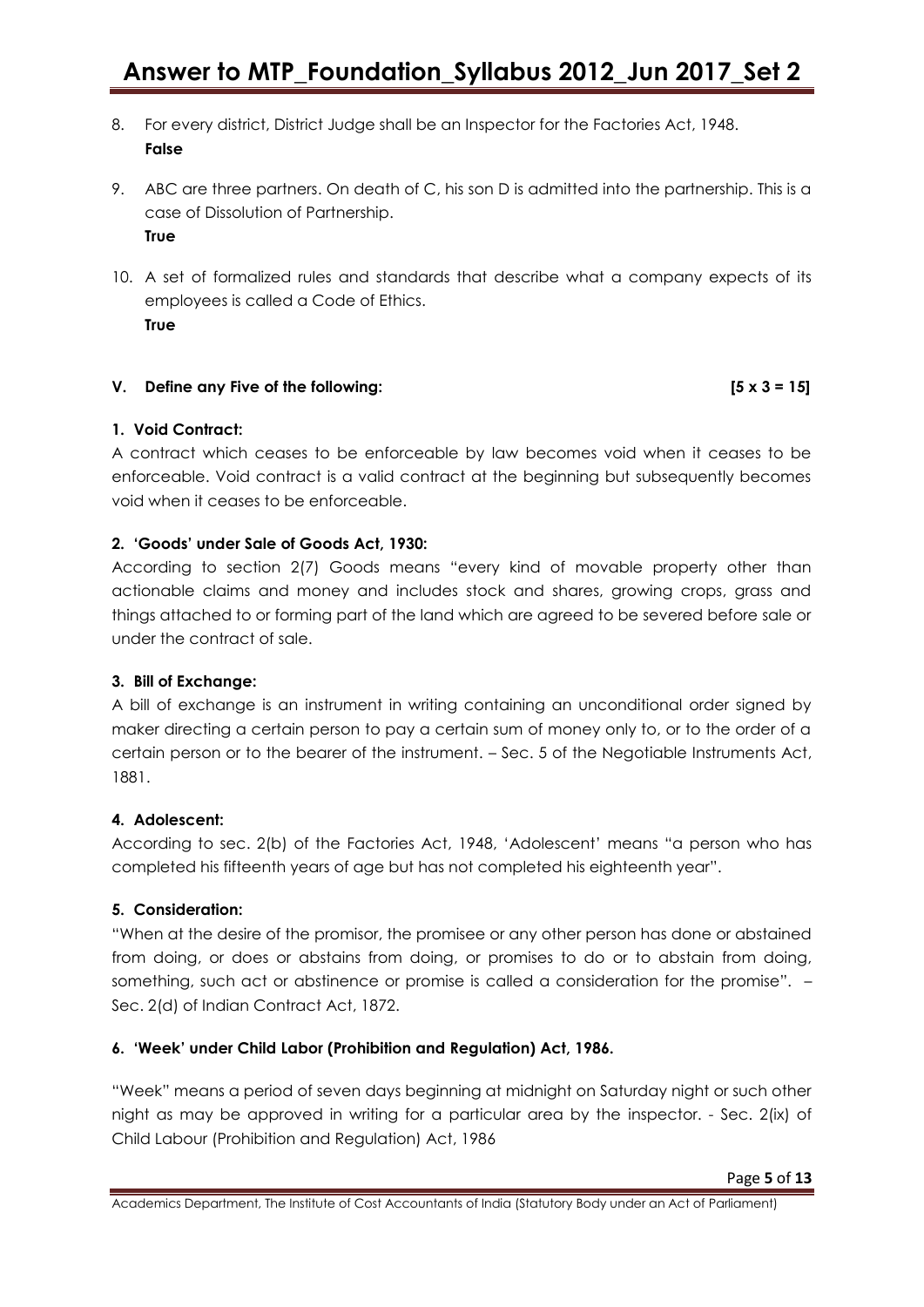8. For every district, District Judge shall be an Inspector for the Factories Act, 1948.
   **False**

9. ABC are three partners. On death of C, his son D is admitted into the partnership. This is a case of Dissolution of Partnership.
   **True**

10. A set of formalized rules and standards that describe what a company expects of its employees is called a Code of Ethics.
    **True**

### V. Define any Five of the following: [5 x 3 = 15]

**1. Void Contract:**

A contract which ceases to be enforceable by law becomes void when it ceases to be enforceable. Void contract is a valid contract at the beginning but subsequently becomes void when it ceases to be enforceable.

**2. 'Goods' under Sale of Goods Act, 1930:**

According to section 2(7) Goods means "every kind of movable property other than actionable claims and money and includes stock and shares, growing crops, grass and things attached to or forming part of the land which are agreed to be severed before sale or under the contract of sale.

**3. Bill of Exchange:**

A bill of exchange is an instrument in writing containing an unconditional order signed by maker directing a certain person to pay a certain sum of money only to, or to the order of a certain person or to the bearer of the instrument. – Sec. 5 of the Negotiable Instruments Act, 1881.

**4. Adolescent:**

According to sec. 2(b) of the Factories Act, 1948, 'Adolescent' means "a person who has completed his fifteenth years of age but has not completed his eighteenth year".

**5. Consideration:**

"When at the desire of the promisor, the promisee or any other person has done or abstained from doing, or does or abstains from doing, or promises to do or to abstain from doing, something, such act or abstinence or promise is called a consideration for the promise". – Sec. 2(d) of Indian Contract Act, 1872.

**6. 'Week' under Child Labor (Prohibition and Regulation) Act, 1986.**

"Week" means a period of seven days beginning at midnight on Saturday night or such other night as may be approved in writing for a particular area by the inspector. - Sec. 2(ix) of Child Labour (Prohibition and Regulation) Act, 1986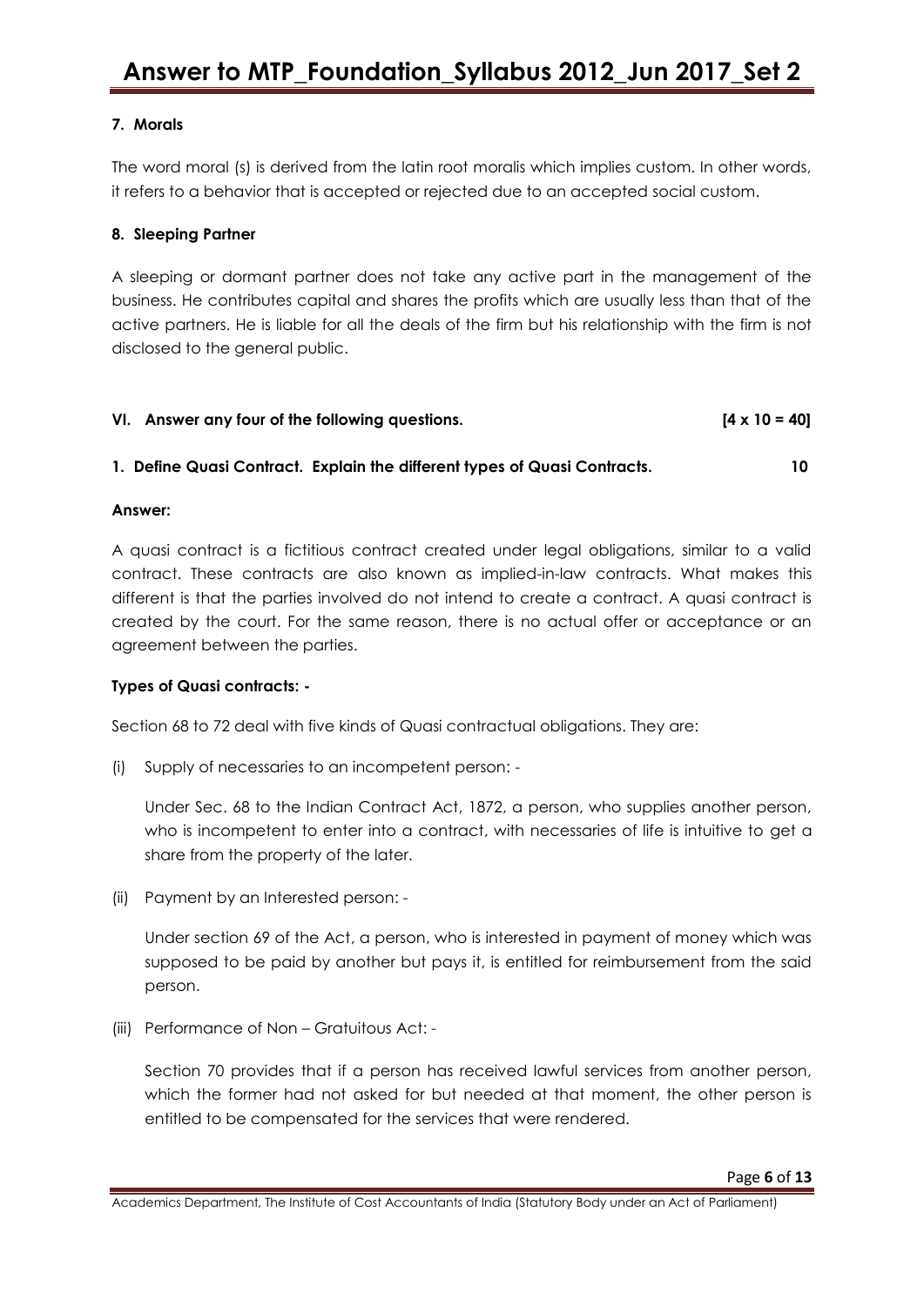**7. Morals**

The word moral (s) is derived from the latin root moralis which implies custom. In other words, it refers to a behavior that is accepted or rejected due to an accepted social custom.

**8. Sleeping Partner**

A sleeping or dormant partner does not take any active part in the management of the business. He contributes capital and shares the profits which are usually less than that of the active partners. He is liable for all the deals of the firm but his relationship with the firm is not disclosed to the general public.

**VI. Answer any four of the following questions. [4 x 10 = 40]**

**1. Define Quasi Contract. Explain the different types of Quasi Contracts. 10**

**Answer:**

A quasi contract is a fictitious contract created under legal obligations, similar to a valid contract. These contracts are also known as implied-in-law contracts. What makes this different is that the parties involved do not intend to create a contract. A quasi contract is created by the court. For the same reason, there is no actual offer or acceptance or an agreement between the parties.

**Types of Quasi contracts: -**

Section 68 to 72 deal with five kinds of Quasi contractual obligations. They are:

(i) Supply of necessaries to an incompetent person: -

Under Sec. 68 to the Indian Contract Act, 1872, a person, who supplies another person, who is incompetent to enter into a contract, with necessaries of life is intuitive to get a share from the property of the later.

(ii) Payment by an Interested person: -

Under section 69 of the Act, a person, who is interested in payment of money which was supposed to be paid by another but pays it, is entitled for reimbursement from the said person.

(iii) Performance of Non – Gratuitous Act: -

Section 70 provides that if a person has received lawful services from another person, which the former had not asked for but needed at that moment, the other person is entitled to be compensated for the services that were rendered.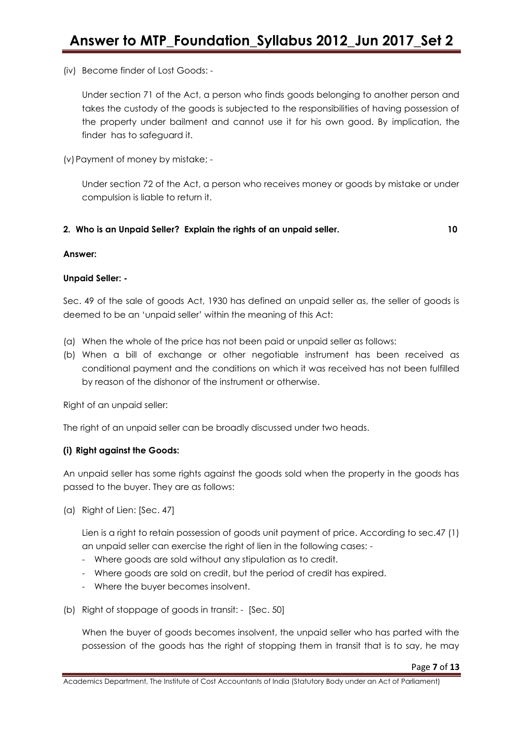(iv) Become finder of Lost Goods: -

Under section 71 of the Act, a person who finds goods belonging to another person and takes the custody of the goods is subjected to the responsibilities of having possession of the property under bailment and cannot use it for his own good. By implication, the finder has to safeguard it.

(v) Payment of money by mistake; -

Under section 72 of the Act, a person who receives money or goods by mistake or under compulsion is liable to return it.

**2. Who is an Unpaid Seller? Explain the rights of an unpaid seller. 10**

**Answer:**

**Unpaid Seller: -**

Sec. 49 of the sale of goods Act, 1930 has defined an unpaid seller as, the seller of goods is deemed to be an 'unpaid seller' within the meaning of this Act:

(a) When the whole of the price has not been paid or unpaid seller as follows:
(b) When a bill of exchange or other negotiable instrument has been received as conditional payment and the conditions on which it was received has not been fulfilled by reason of the dishonor of the instrument or otherwise.

Right of an unpaid seller:

The right of an unpaid seller can be broadly discussed under two heads.

**(i) Right against the Goods:**

An unpaid seller has some rights against the goods sold when the property in the goods has passed to the buyer. They are as follows:

(a) Right of Lien: [Sec. 47]

Lien is a right to retain possession of goods unit payment of price. According to sec.47 (1) an unpaid seller can exercise the right of lien in the following cases: -

- Where goods are sold without any stipulation as to credit.
- Where goods are sold on credit, but the period of credit has expired.
- Where the buyer becomes insolvent.

(b) Right of stoppage of goods in transit: - [Sec. 50]

When the buyer of goods becomes insolvent, the unpaid seller who has parted with the possession of the goods has the right of stopping them in transit that is to say, he may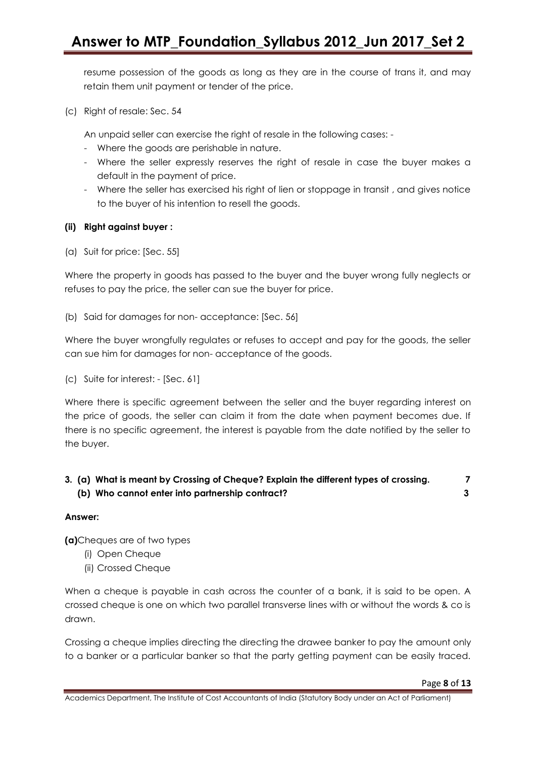resume possession of the goods as long as they are in the course of trans it, and may retain them unit payment or tender of the price.

(c) Right of resale: Sec. 54

An unpaid seller can exercise the right of resale in the following cases: -

- Where the goods are perishable in nature.
- Where the seller expressly reserves the right of resale in case the buyer makes a default in the payment of price.
- Where the seller has exercised his right of lien or stoppage in transit , and gives notice to the buyer of his intention to resell the goods.

**(ii) Right against buyer :**

(a) Suit for price: [Sec. 55]

Where the property in goods has passed to the buyer and the buyer wrong fully neglects or refuses to pay the price, the seller can sue the buyer for price.

(b) Said for damages for non- acceptance: [Sec. 56]

Where the buyer wrongfully regulates or refuses to accept and pay for the goods, the seller can sue him for damages for non- acceptance of the goods.

(c) Suite for interest: - [Sec. 61]

Where there is specific agreement between the seller and the buyer regarding interest on the price of goods, the seller can claim it from the date when payment becomes due. If there is no specific agreement, the interest is payable from the date notified by the seller to the buyer.

**3. (a) What is meant by Crossing of Cheque? Explain the different types of crossing. 7**

**(b) Who cannot enter into partnership contract? 3**

**Answer:**

**(a)** Cheques are of two types

(i) Open Cheque

(ii) Crossed Cheque

When a cheque is payable in cash across the counter of a bank, it is said to be open. A crossed cheque is one on which two parallel transverse lines with or without the words & co is drawn.

Crossing a cheque implies directing the directing the drawee banker to pay the amount only to a banker or a particular banker so that the party getting payment can be easily traced.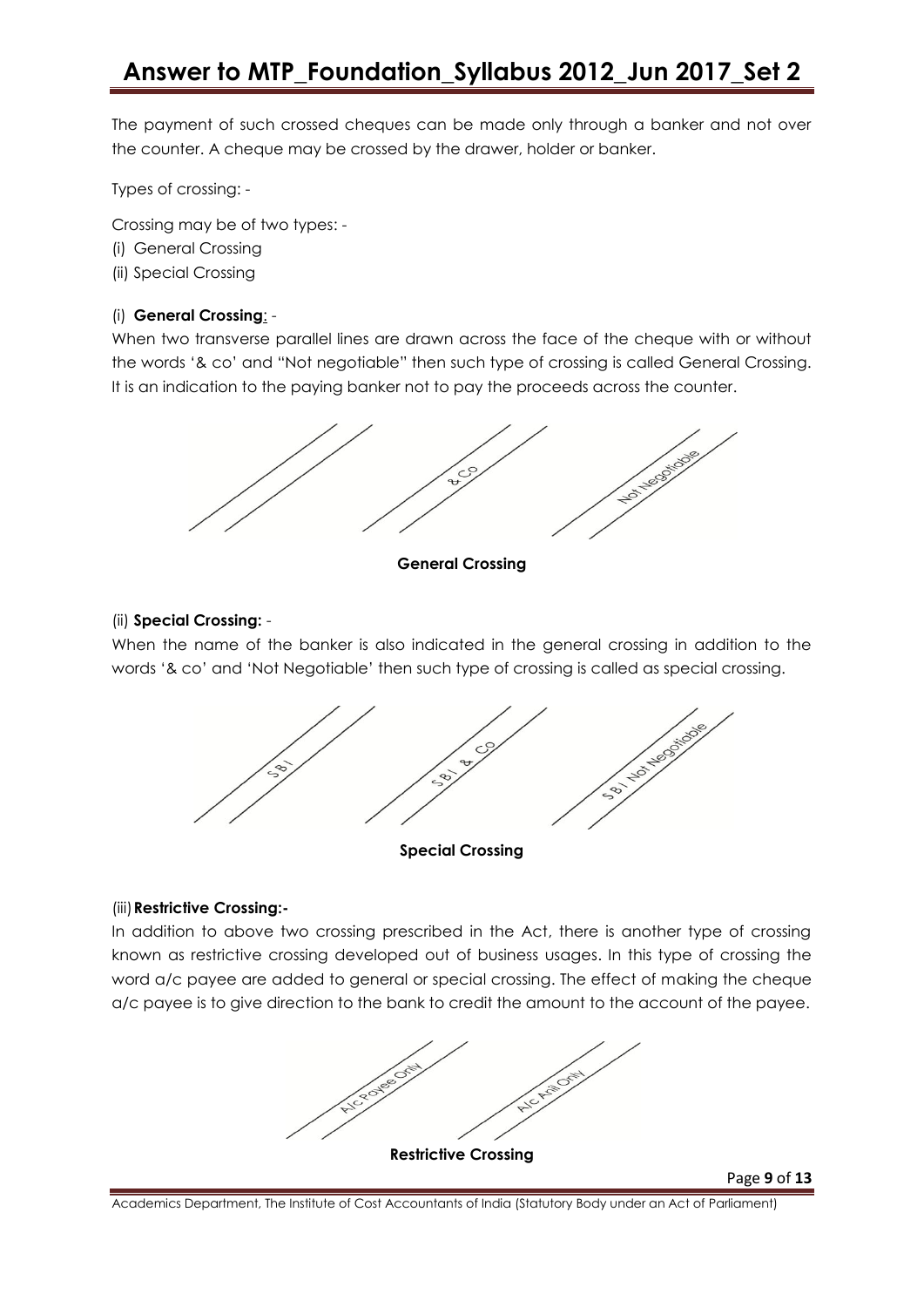The payment of such crossed cheques can be made only through a banker and not over the counter. A cheque may be crossed by the drawer, holder or banker.

Types of crossing: -

Crossing may be of two types: -

(i) General Crossing

(ii) Special Crossing

(i) **General Crossing**: -

When two transverse parallel lines are drawn across the face of the cheque with or without the words '& co' and "Not negotiable" then such type of crossing is called General Crossing. It is an indication to the paying banker not to pay the proceeds across the counter.

& Co

Not Negotiable

**General Crossing**

(ii) **Special Crossing:** -

When the name of the banker is also indicated in the general crossing in addition to the words '& co' and 'Not Negotiable' then such type of crossing is called as special crossing.

S B I

S B I & Co

S B I Not Negotiable

**Special Crossing**

(iii) **Restrictive Crossing:-**

In addition to above two crossing prescribed in the Act, there is another type of crossing known as restrictive crossing developed out of business usages. In this type of crossing the word a/c payee are added to general or special crossing. The effect of making the cheque a/c payee is to give direction to the bank to credit the amount to the account of the payee.

A/c Payee Only

A/c Anil Only

**Restrictive Crossing**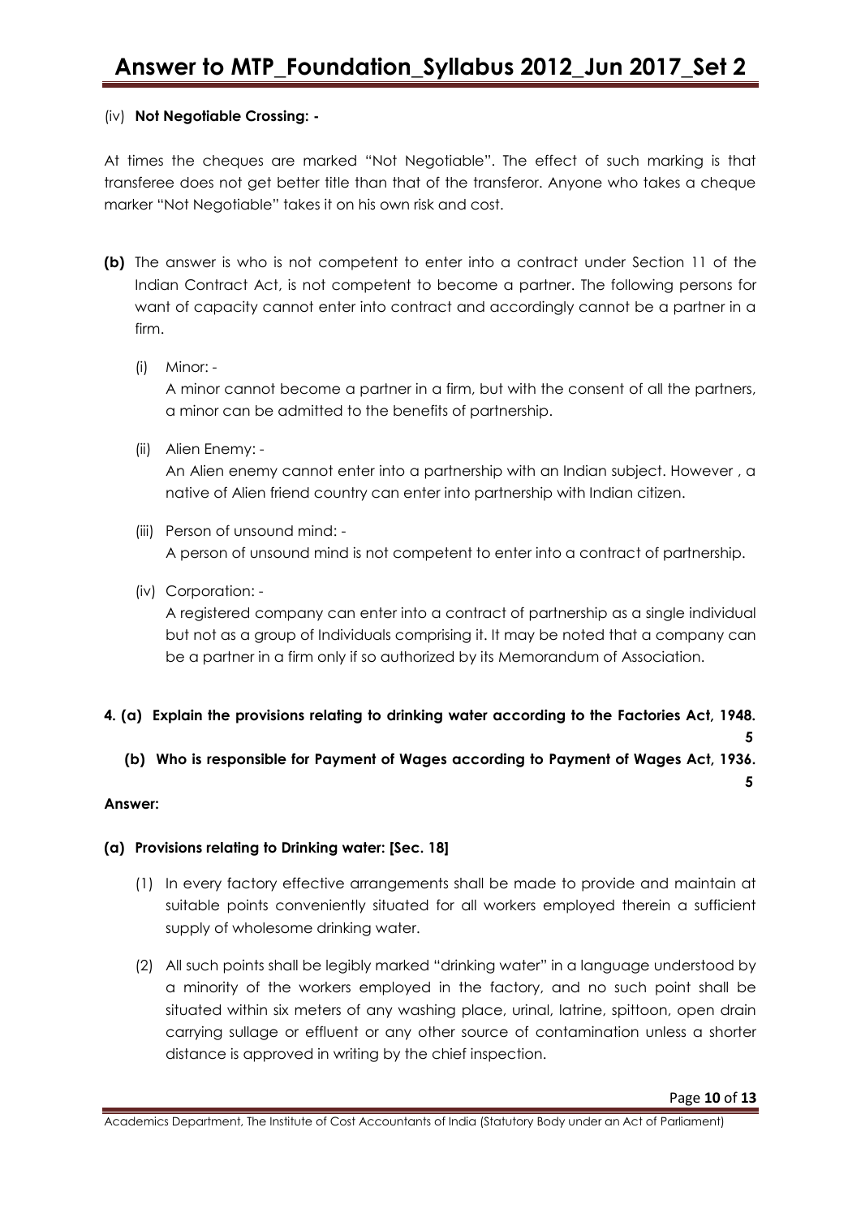(iv) **Not Negotiable Crossing: -**

At times the cheques are marked "Not Negotiable". The effect of such marking is that transferee does not get better title than that of the transferor. Anyone who takes a cheque marker "Not Negotiable" takes it on his own risk and cost.

**(b)** The answer is who is not competent to enter into a contract under Section 11 of the Indian Contract Act, is not competent to become a partner. The following persons for want of capacity cannot enter into contract and accordingly cannot be a partner in a firm.

(i) Minor: -
A minor cannot become a partner in a firm, but with the consent of all the partners, a minor can be admitted to the benefits of partnership.

(ii) Alien Enemy: -
An Alien enemy cannot enter into a partnership with an Indian subject. However , a native of Alien friend country can enter into partnership with Indian citizen.

(iii) Person of unsound mind: -
A person of unsound mind is not competent to enter into a contract of partnership.

(iv) Corporation: -
A registered company can enter into a contract of partnership as a single individual but not as a group of Individuals comprising it. It may be noted that a company can be a partner in a firm only if so authorized by its Memorandum of Association.

**4. (a) Explain the provisions relating to drinking water according to the Factories Act, 1948.** **5**

**(b) Who is responsible for Payment of Wages according to Payment of Wages Act, 1936.** **5**

**Answer:**

**(a) Provisions relating to Drinking water: [Sec. 18]**

(1) In every factory effective arrangements shall be made to provide and maintain at suitable points conveniently situated for all workers employed therein a sufficient supply of wholesome drinking water.

(2) All such points shall be legibly marked "drinking water" in a language understood by a minority of the workers employed in the factory, and no such point shall be situated within six meters of any washing place, urinal, latrine, spittoon, open drain carrying sullage or effluent or any other source of contamination unless a shorter distance is approved in writing by the chief inspection.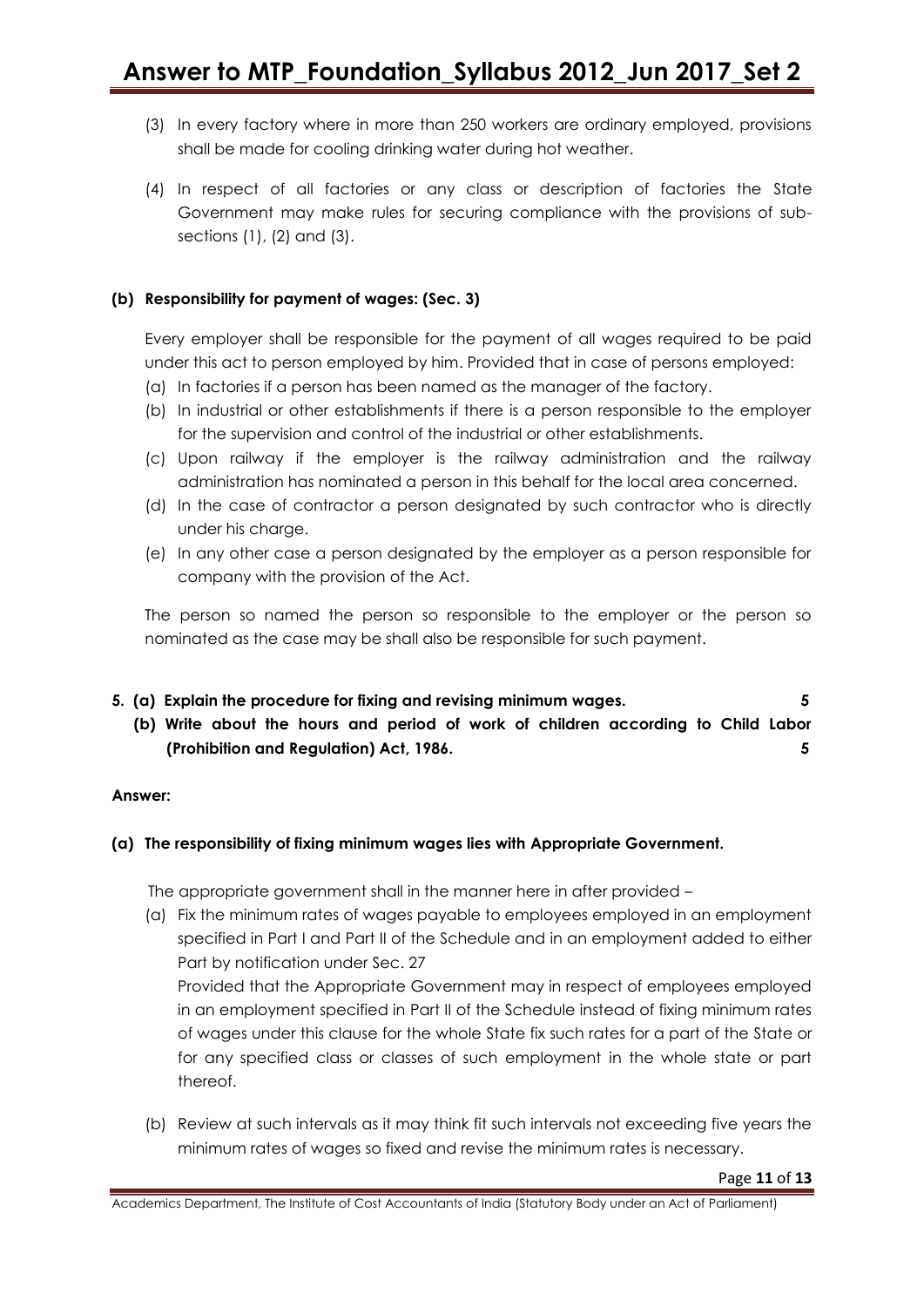(3) In every factory where in more than 250 workers are ordinary employed, provisions shall be made for cooling drinking water during hot weather.

(4) In respect of all factories or any class or description of factories the State Government may make rules for securing compliance with the provisions of sub-sections (1), (2) and (3).

**(b) Responsibility for payment of wages: (Sec. 3)**

Every employer shall be responsible for the payment of all wages required to be paid under this act to person employed by him. Provided that in case of persons employed:

(a) In factories if a person has been named as the manager of the factory.

(b) In industrial or other establishments if there is a person responsible to the employer for the supervision and control of the industrial or other establishments.

(c) Upon railway if the employer is the railway administration and the railway administration has nominated a person in this behalf for the local area concerned.

(d) In the case of contractor a person designated by such contractor who is directly under his charge.

(e) In any other case a person designated by the employer as a person responsible for company with the provision of the Act.

The person so named the person so responsible to the employer or the person so nominated as the case may be shall also be responsible for such payment.

**5. (a) Explain the procedure for fixing and revising minimum wages. 5**

**(b) Write about the hours and period of work of children according to Child Labor (Prohibition and Regulation) Act, 1986. 5**

**Answer:**

**(a) The responsibility of fixing minimum wages lies with Appropriate Government.**

The appropriate government shall in the manner here in after provided –

(a) Fix the minimum rates of wages payable to employees employed in an employment specified in Part I and Part II of the Schedule and in an employment added to either Part by notification under Sec. 27

Provided that the Appropriate Government may in respect of employees employed in an employment specified in Part II of the Schedule instead of fixing minimum rates of wages under this clause for the whole State fix such rates for a part of the State or for any specified class or classes of such employment in the whole state or part thereof.

(b) Review at such intervals as it may think fit such intervals not exceeding five years the minimum rates of wages so fixed and revise the minimum rates is necessary.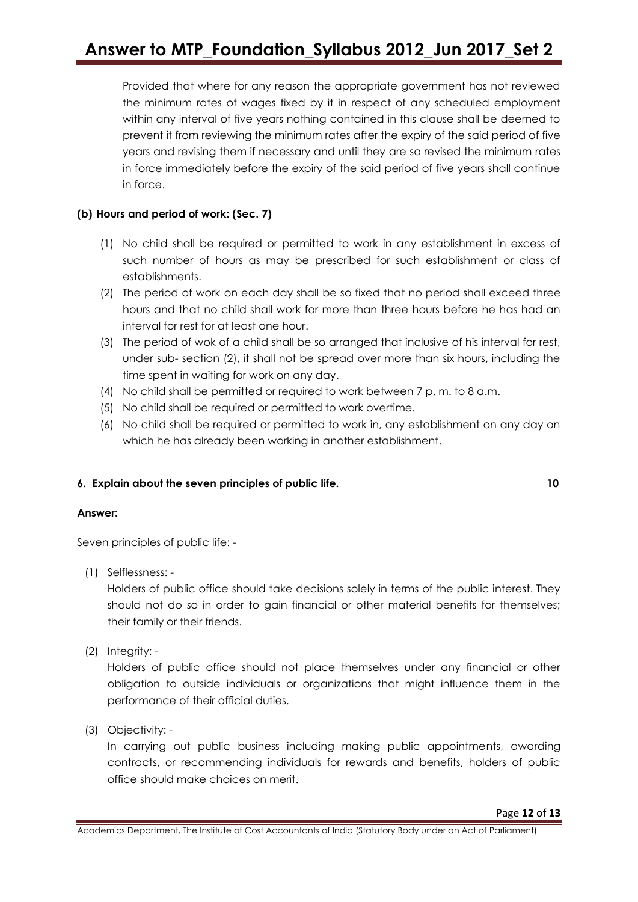Provided that where for any reason the appropriate government has not reviewed the minimum rates of wages fixed by it in respect of any scheduled employment within any interval of five years nothing contained in this clause shall be deemed to prevent it from reviewing the minimum rates after the expiry of the said period of five years and revising them if necessary and until they are so revised the minimum rates in force immediately before the expiry of the said period of five years shall continue in force.

**(b) Hours and period of work: (Sec. 7)**

(1) No child shall be required or permitted to work in any establishment in excess of such number of hours as may be prescribed for such establishment or class of establishments.

(2) The period of work on each day shall be so fixed that no period shall exceed three hours and that no child shall work for more than three hours before he has had an interval for rest for at least one hour.

(3) The period of wok of a child shall be so arranged that inclusive of his interval for rest, under sub- section (2), it shall not be spread over more than six hours, including the time spent in waiting for work on any day.

(4) No child shall be permitted or required to work between 7 p. m. to 8 a.m.

(5) No child shall be required or permitted to work overtime.

(6) No child shall be required or permitted to work in, any establishment on any day on which he has already been working in another establishment.

**6. Explain about the seven principles of public life. 10**

**Answer:**

Seven principles of public life: -

(1) Selflessness: -

Holders of public office should take decisions solely in terms of the public interest. They should not do so in order to gain financial or other material benefits for themselves; their family or their friends.

(2) Integrity: -

Holders of public office should not place themselves under any financial or other obligation to outside individuals or organizations that might influence them in the performance of their official duties.

(3) Objectivity: -

In carrying out public business including making public appointments, awarding contracts, or recommending individuals for rewards and benefits, holders of public office should make choices on merit.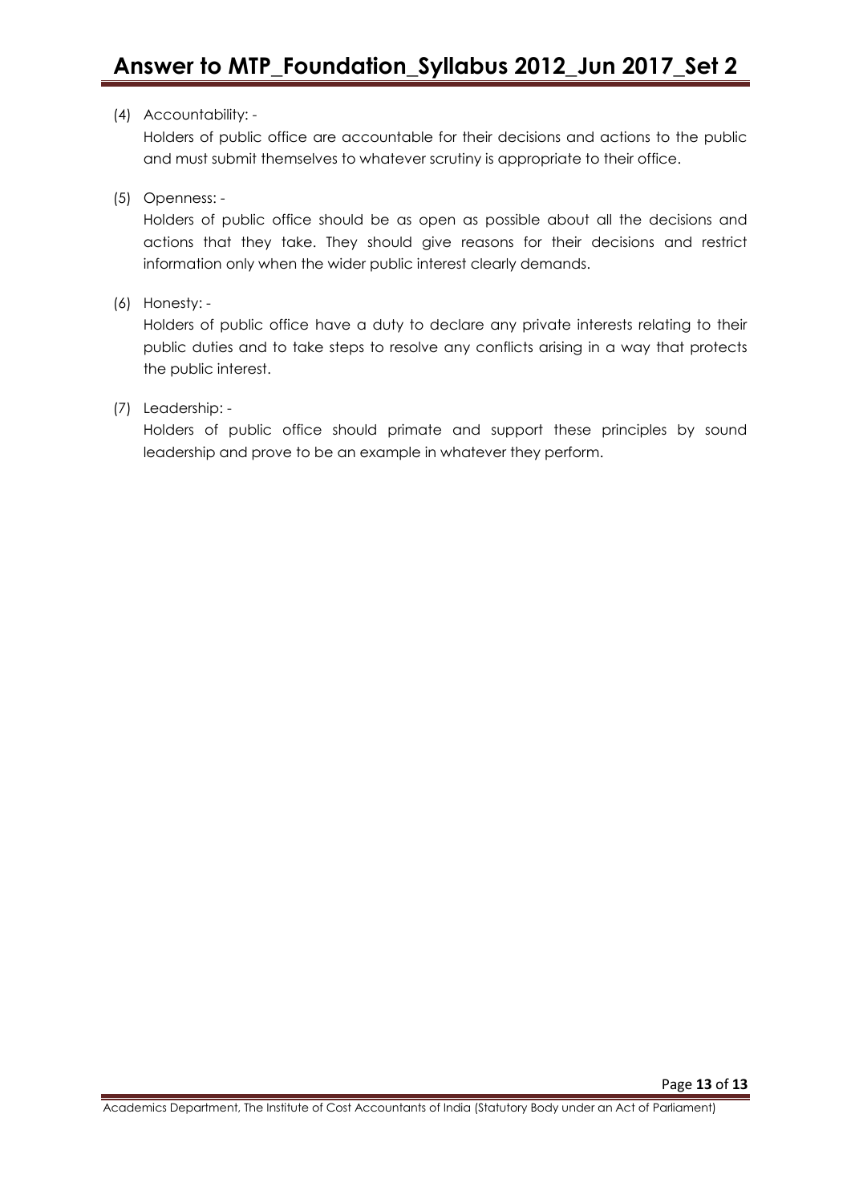(4) Accountability: -

Holders of public office are accountable for their decisions and actions to the public and must submit themselves to whatever scrutiny is appropriate to their office.

(5) Openness: -

Holders of public office should be as open as possible about all the decisions and actions that they take. They should give reasons for their decisions and restrict information only when the wider public interest clearly demands.

(6) Honesty: -

Holders of public office have a duty to declare any private interests relating to their public duties and to take steps to resolve any conflicts arising in a way that protects the public interest.

(7) Leadership: -

Holders of public office should primate and support these principles by sound leadership and prove to be an example in whatever they perform.